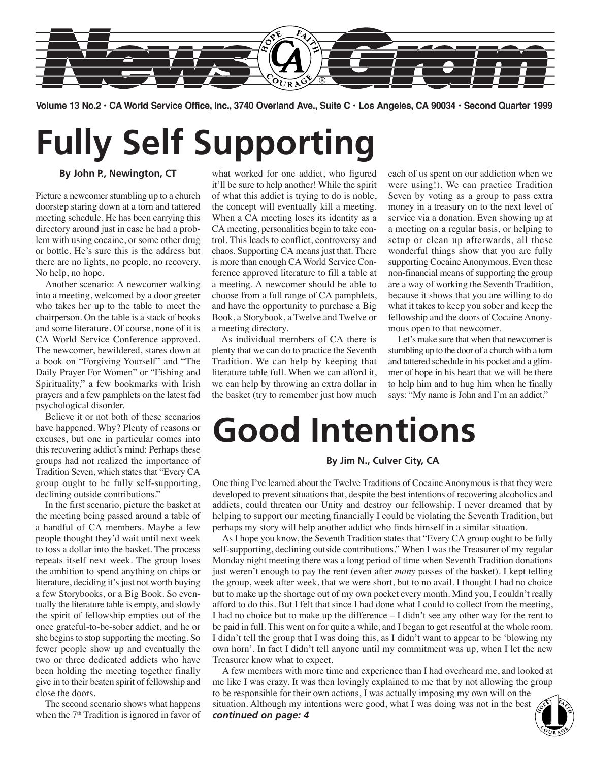# NewsGram

**Volume 13 No.2 • CA World Service Office, Inc., 3740 Overland Ave., Suite C • Los Angeles, CA 90034 • Second Quarter 1999**

# Fully Self Supporting

**By John P., Newington, CT**

Picture a newcomer stumbling up to a church doorstep staring down at a torn and tattered meeting schedule. He has been carrying this directory around just in case he had a problem with using cocaine, or some other drug or bottle. He's sure this is the address but there are no lights, no people, no recovery. No help, no hope.

Another scenario: A newcomer walking into a meeting, welcomed by a door greeter who takes her up to the table to meet the chairperson. On the table is a stack of books and some literature. Of course, none of it is CA World Service Conference approved. The newcomer, bewildered, stares down at a book on "Forgiving Yourself" and "The Daily Prayer For Women" or "Fishing and Spirituality," a few bookmarks with Irish prayers and a few pamphlets on the latest fad psychological disorder.

Believe it or not both of these scenarios have happened. Why? Plenty of reasons or excuses, but one in particular comes into this recovering addict's mind: Perhaps these groups had not realized the importance of Tradition Seven, which states that "Every CA group ought to be fully self-supporting, declining outside contributions."

In the first scenario, picture the basket at the meeting being passed around a table of a handful of CA members. Maybe a few people thought they'd wait until next week to toss a dollar into the basket. The process repeats itself next week. The group loses the ambition to spend anything on chips or literature, deciding it's just not worth buying a few Storybooks, or a Big Book. So eventually the literature table is empty, and slowly the spirit of fellowship empties out of the once grateful-to-be-sober addict, and he or she begins to stop supporting the meeting. So fewer people show up and eventually the two or three dedicated addicts who have been holding the meeting together finally give in to their beaten spirit of fellowship and close the doors.

The second scenario shows what happens when the 7th Tradition is ignored in favor of what worked for one addict, who figured it'll be sure to help another! While the spirit of what this addict is trying to do is noble, the concept will eventually kill a meeting. When a CA meeting loses its identity as a CA meeting, personalities begin to take control. This leads to conflict, controversy and chaos. Supporting CA means just that. There is more than enough CA World Service Conference approved literature to fill a table at a meeting. A newcomer should be able to choose from a full range of CA pamphlets, and have the opportunity to purchase a Big Book, a Storybook, a Twelve and Twelve or a meeting directory.

As individual members of CA there is plenty that we can do to practice the Seventh Tradition. We can help by keeping that literature table full. When we can afford it, we can help by throwing an extra dollar in the basket (try to remember just how much each of us spent on our addiction when we were using!). We can practice Tradition Seven by voting as a group to pass extra money in a treasury on to the next level of service via a donation. Even showing up at a meeting on a regular basis, or helping to setup or clean up afterwards, all these wonderful things show that you are fully supporting Cocaine Anonymous. Even these non-financial means of supporting the group are a way of working the Seventh Tradition, because it shows that you are willing to do what it takes to keep you sober and keep the fellowship and the doors of Cocaine Anonymous open to that newcomer.

Let's make sure that when that newcomer is stumbling up to the door of a church with a torn and tattered schedule in his pocket and a glimmer of hope in his heart that we will be there to help him and to hug him when he finally says: "My name is John and I'm an addict."

# Good Intentions

**By Jim N., Culver City, CA**

One thing I've learned about the Twelve Traditions of Cocaine Anonymous is that they were developed to prevent situations that, despite the best intentions of recovering alcoholics and addicts, could threaten our Unity and destroy our fellowship. I never dreamed that by helping to support our meeting financially I could be violating the Seventh Tradition, but perhaps my story will help another addict who finds himself in a similar situation.

As I hope you know, the Seventh Tradition states that "Every CA group ought to be fully self-supporting, declining outside contributions." When I was the Treasurer of my regular Monday night meeting there was a long period of time when Seventh Tradition donations just weren't enough to pay the rent (even after *many* passes of the basket). I kept telling the group, week after week, that we were short, but to no avail. I thought I had no choice but to make up the shortage out of my own pocket every month. Mind you, I couldn't really afford to do this. But I felt that since I had done what I could to collect from the meeting, I had no choice but to make up the difference – I didn't see any other way for the rent to be paid in full. This went on for quite a while, and I began to get resentful at the whole room. I didn't tell the group that I was doing this, as I didn't want to appear to be 'blowing my own horn'. In fact I didn't tell anyone until my commitment was up, when I let the new Treasurer know what to expect.

A few members with more time and experience than I had overheard me, and looked at me like I was crazy. It was then lovingly explained to me that by not allowing the group to be responsible for their own actions, I was actually imposing my own will on the situation. Although my intentions were good, what I was doing was not in the best

***continued on page: 4***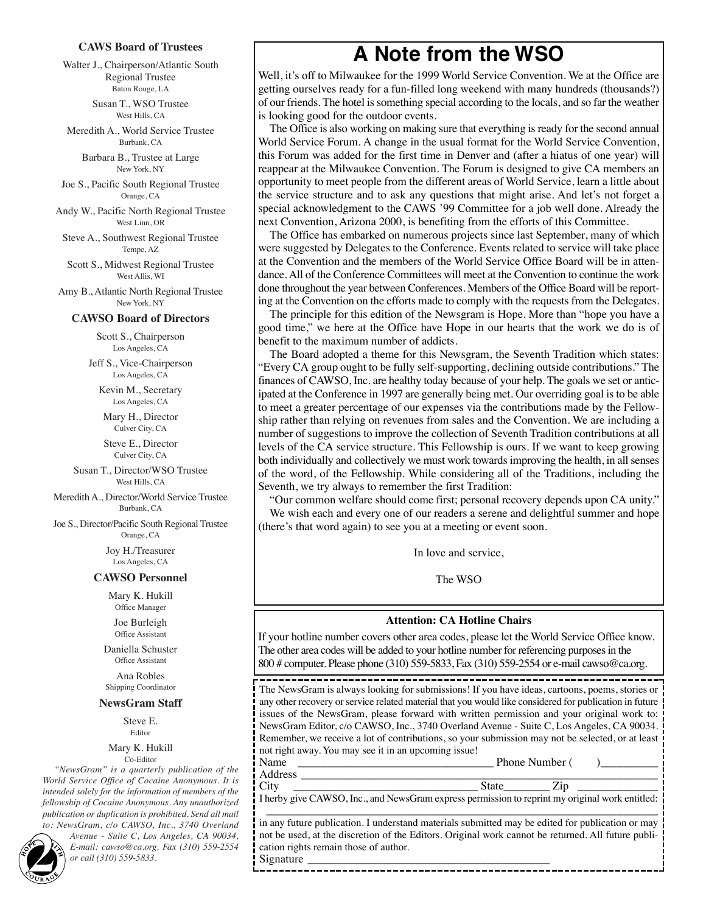### CAWS Board of Trustees

Walter J., Chairperson/Atlantic South Regional Trustee
Baton Rouge, LA

Susan T., WSO Trustee
West Hills, CA

Meredith A., World Service Trustee
Burbank, CA

Barbara B., Trustee at Large
New York, NY

Joe S., Pacific South Regional Trustee
Orange, CA

Andy W., Pacific North Regional Trustee
West Linn, OR

Steve A., Southwest Regional Trustee
Tempe, AZ

Scott S., Midwest Regional Trustee
West Allis, WI

Amy B., Atlantic North Regional Trustee
New York, NY

### CAWSO Board of Directors

Scott S., Chairperson
Los Angeles, CA

Jeff S., Vice-Chairperson
Los Angeles, CA

Kevin M., Secretary
Los Angeles, CA

Mary H., Director
Culver City, CA

Steve E., Director
Culver City, CA

Susan T., Director/WSO Trustee
West Hills, CA

Meredith A., Director/World Service Trustee
Burbank, CA

Joe S., Director/Pacific South Regional Trustee
Orange, CA

Joy H./Treasurer
Los Angeles, CA

### CAWSO Personnel

Mary K. Hukill
Office Manager

Joe Burleigh
Office Assistant

Daniella Schuster
Office Assistant

Ana Robles
Shipping Coordinator

### NewsGram Staff

Steve E.
Editor

Mary K. Hukill
Co-Editor

*"NewsGram" is a quarterly publication of the World Service Office of Cocaine Anonymous. It is intended solely for the information of members of the fellowship of Cocaine Anonymous. Any unauthorized publication or duplication is prohibited. Send all mail to: NewsGram, c/o CAWSO, Inc., 3740 Overland Avenue - Suite C, Los Angeles, CA 90034, E-mail: cawso@ca.org, Fax (310) 559-2554 or call (310) 559-5833.*

# A Note from the WSO

Well, it's off to Milwaukee for the 1999 World Service Convention. We at the Office are getting ourselves ready for a fun-filled long weekend with many hundreds (thousands?) of our friends. The hotel is something special according to the locals, and so far the weather is looking good for the outdoor events.

The Office is also working on making sure that everything is ready for the second annual World Service Forum. A change in the usual format for the World Service Convention, this Forum was added for the first time in Denver and (after a hiatus of one year) will reappear at the Milwaukee Convention. The Forum is designed to give CA members an opportunity to meet people from the different areas of World Service, learn a little about the service structure and to ask any questions that might arise. And let's not forget a special acknowledgment to the CAWS '99 Committee for a job well done. Already the next Convention, Arizona 2000, is benefiting from the efforts of this Committee.

The Office has embarked on numerous projects since last September, many of which were suggested by Delegates to the Conference. Events related to service will take place at the Convention and the members of the World Service Office Board will be in attendance. All of the Conference Committees will meet at the Convention to continue the work done throughout the year between Conferences. Members of the Office Board will be reporting at the Convention on the efforts made to comply with the requests from the Delegates.

The principle for this edition of the Newsgram is Hope. More than "hope you have a good time," we here at the Office have Hope in our hearts that the work we do is of benefit to the maximum number of addicts.

The Board adopted a theme for this Newsgram, the Seventh Tradition which states: "Every CA group ought to be fully self-supporting, declining outside contributions." The finances of CAWSO, Inc. are healthy today because of your help. The goals we set or anticipated at the Conference in 1997 are generally being met. Our overriding goal is to be able to meet a greater percentage of our expenses via the contributions made by the Fellowship rather than relying on revenues from sales and the Convention. We are including a number of suggestions to improve the collection of Seventh Tradition contributions at all levels of the CA service structure. This Fellowship is ours. If we want to keep growing both individually and collectively we must work towards improving the health, in all senses of the word, of the Fellowship. While considering all of the Traditions, including the Seventh, we try always to remember the first Tradition:

"Our common welfare should come first; personal recovery depends upon CA unity."

We wish each and every one of our readers a serene and delightful summer and hope (there's that word again) to see you at a meeting or event soon.

In love and service,

The WSO

**Attention: CA Hotline Chairs**

If your hotline number covers other area codes, please let the World Service Office know. The other area codes will be added to your hotline number for referencing purposes in the 800 # computer. Please phone (310) 559-5833, Fax (310) 559-2554 or e-mail cawso@ca.org.

The NewsGram is always looking for submissions! If you have ideas, cartoons, poems, stories or any other recovery or service related material that you would like considered for publication in future issues of the NewsGram, please forward with written permission and your original work to: NewsGram Editor, c/o CAWSO, Inc., 3740 Overland Avenue - Suite C, Los Angeles, CA 90034. Remember, we receive a lot of contributions, so your submission may not be selected, or at least not right away. You may see it in an upcoming issue!

Name _______________________________ Phone Number (     )_________

Address ______________________________________________________

City _______________________________ State________ Zip ____________

I herby give CAWSO, Inc., and NewsGram express permission to reprint my original work entitled:

______________________________________________________________

in any future publication. I understand materials submitted may be edited for publication or may not be used, at the discretion of the Editors. Original work cannot be returned. All future publication rights remain those of author.

Signature ________________________________________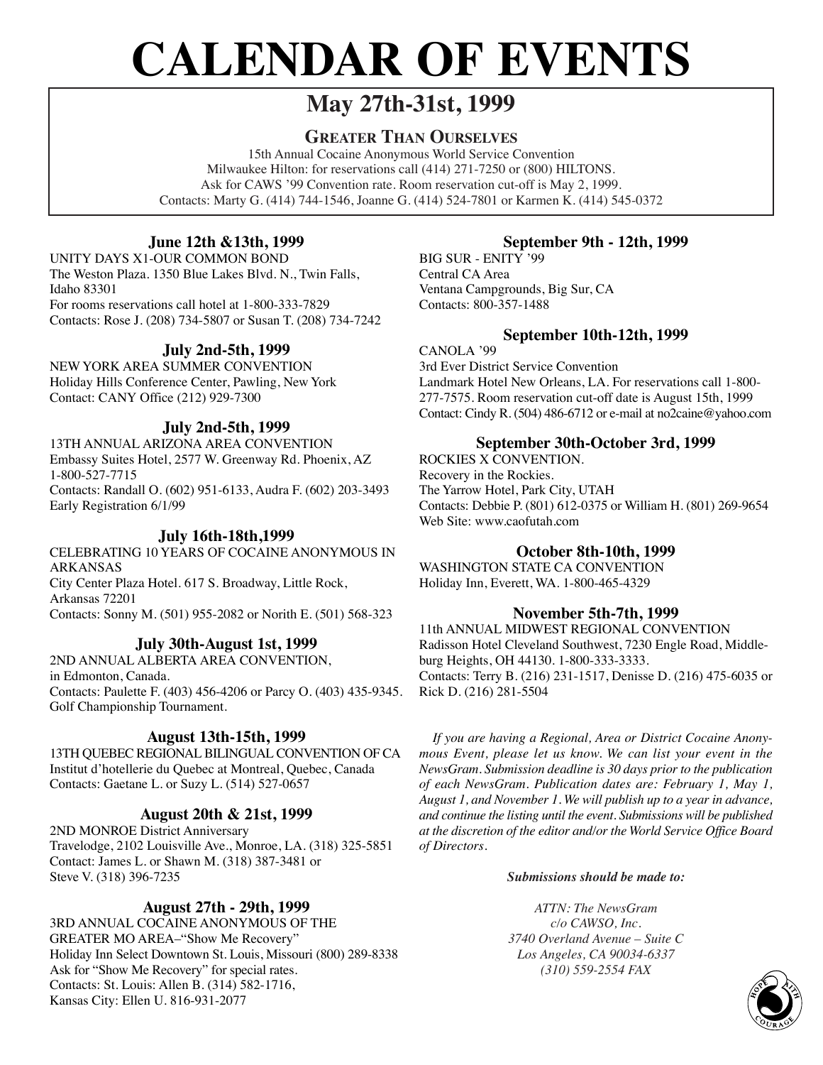# CALENDAR OF EVENTS

## May 27th-31st, 1999

**GREATER THAN OURSELVES**

15th Annual Cocaine Anonymous World Service Convention
Milwaukee Hilton: for reservations call (414) 271-7250 or (800) HILTONS.
Ask for CAWS '99 Convention rate. Room reservation cut-off is May 2, 1999.
Contacts: Marty G. (414) 744-1546, Joanne G. (414) 524-7801 or Karmen K. (414) 545-0372

### June 12th &13th, 1999

UNITY DAYS X1-OUR COMMON BOND
The Weston Plaza. 1350 Blue Lakes Blvd. N., Twin Falls, Idaho 83301
For rooms reservations call hotel at 1-800-333-7829
Contacts: Rose J. (208) 734-5807 or Susan T. (208) 734-7242

### July 2nd-5th, 1999

NEW YORK AREA SUMMER CONVENTION
Holiday Hills Conference Center, Pawling, New York
Contact: CANY Office (212) 929-7300

### July 2nd-5th, 1999

13TH ANNUAL ARIZONA AREA CONVENTION
Embassy Suites Hotel, 2577 W. Greenway Rd. Phoenix, AZ
1-800-527-7715
Contacts: Randall O. (602) 951-6133, Audra F. (602) 203-3493
Early Registration 6/1/99

### July 16th-18th,1999

CELEBRATING 10 YEARS OF COCAINE ANONYMOUS IN ARKANSAS
City Center Plaza Hotel. 617 S. Broadway, Little Rock, Arkansas 72201
Contacts: Sonny M. (501) 955-2082 or Norith E. (501) 568-323

### July 30th-August 1st, 1999

2ND ANNUAL ALBERTA AREA CONVENTION,
in Edmonton, Canada.
Contacts: Paulette F. (403) 456-4206 or Parcy O. (403) 435-9345.
Golf Championship Tournament.

### August 13th-15th, 1999

13TH QUEBEC REGIONAL BILINGUAL CONVENTION OF CA
Institut d'hotellerie du Quebec at Montreal, Quebec, Canada
Contacts: Gaetane L. or Suzy L. (514) 527-0657

### August 20th & 21st, 1999

2ND MONROE District Anniversary
Travelodge, 2102 Louisville Ave., Monroe, LA. (318) 325-5851
Contact: James L. or Shawn M. (318) 387-3481 or
Steve V. (318) 396-7235

### August 27th - 29th, 1999

3RD ANNUAL COCAINE ANONYMOUS OF THE GREATER MO AREA–"Show Me Recovery"
Holiday Inn Select Downtown St. Louis, Missouri (800) 289-8338
Ask for "Show Me Recovery" for special rates.
Contacts: St. Louis: Allen B. (314) 582-1716,
Kansas City: Ellen U. 816-931-2077

### September 9th - 12th, 1999

BIG SUR - ENITY '99
Central CA Area
Ventana Campgrounds, Big Sur, CA
Contacts: 800-357-1488

### September 10th-12th, 1999

CANOLA '99
3rd Ever District Service Convention
Landmark Hotel New Orleans, LA. For reservations call 1-800-277-7575. Room reservation cut-off date is August 15th, 1999
Contact: Cindy R. (504) 486-6712 or e-mail at no2caine@yahoo.com

### September 30th-October 3rd, 1999

ROCKIES X CONVENTION.
Recovery in the Rockies.
The Yarrow Hotel, Park City, UTAH
Contacts: Debbie P. (801) 612-0375 or William H. (801) 269-9654
Web Site: www.caofutah.com

### October 8th-10th, 1999

WASHINGTON STATE CA CONVENTION
Holiday Inn, Everett, WA. 1-800-465-4329

### November 5th-7th, 1999

11th ANNUAL MIDWEST REGIONAL CONVENTION
Radisson Hotel Cleveland Southwest, 7230 Engle Road, Middleburg Heights, OH 44130. 1-800-333-3333.
Contacts: Terry B. (216) 231-1517, Denisse D. (216) 475-6035 or Rick D. (216) 281-5504

*If you are having a Regional, Area or District Cocaine Anonymous Event, please let us know. We can list your event in the NewsGram. Submission deadline is 30 days prior to the publication of each NewsGram. Publication dates are: February 1, May 1, August 1, and November 1. We will publish up to a year in advance, and continue the listing until the event. Submissions will be published at the discretion of the editor and/or the World Service Office Board of Directors.*

***Submissions should be made to:***

*ATTN: The NewsGram*
*c/o CAWSO, Inc.*
*3740 Overland Avenue – Suite C*
*Los Angeles, CA 90034-6337*
*(310) 559-2554 FAX*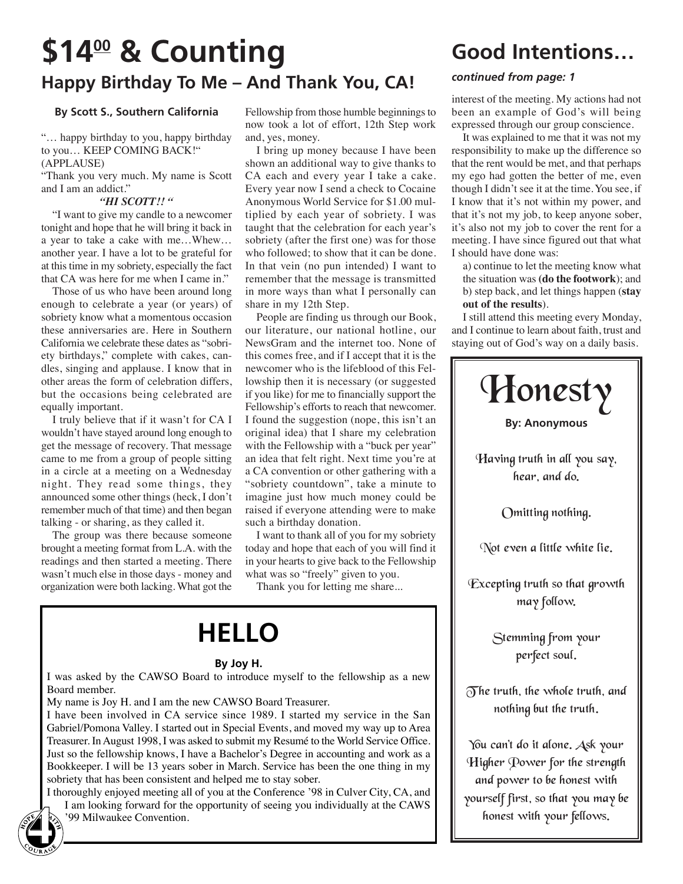# $14[00] & Counting

## Happy Birthday To Me – And Thank You, CA!

**By Scott S., Southern California**

"… happy birthday to you, happy birthday to you… KEEP COMING BACK!" (APPLAUSE)

"Thank you very much. My name is Scott and I am an addict."

***"HI SCOTT!! "***

"I want to give my candle to a newcomer tonight and hope that he will bring it back in a year to take a cake with me…Whew… another year. I have a lot to be grateful for at this time in my sobriety, especially the fact that CA was here for me when I came in."

Those of us who have been around long enough to celebrate a year (or years) of sobriety know what a momentous occasion these anniversaries are. Here in Southern California we celebrate these dates as "sobriety birthdays," complete with cakes, candles, singing and applause. I know that in other areas the form of celebration differs, but the occasions being celebrated are equally important.

I truly believe that if it wasn't for CA I wouldn't have stayed around long enough to get the message of recovery. That message came to me from a group of people sitting in a circle at a meeting on a Wednesday night. They read some things, they announced some other things (heck, I don't remember much of that time) and then began talking - or sharing, as they called it.

The group was there because someone brought a meeting format from L.A. with the readings and then started a meeting. There wasn't much else in those days - money and organization were both lacking. What got the Fellowship from those humble beginnings to now took a lot of effort, 12th Step work and, yes, money.

I bring up money because I have been shown an additional way to give thanks to CA each and every year I take a cake. Every year now I send a check to Cocaine Anonymous World Service for $1.00 multiplied by each year of sobriety. I was taught that the celebration for each year's sobriety (after the first one) was for those who followed; to show that it can be done. In that vein (no pun intended) I want to remember that the message is transmitted in more ways than what I personally can share in my 12th Step.

People are finding us through our Book, our literature, our national hotline, our NewsGram and the internet too. None of this comes free, and if I accept that it is the newcomer who is the lifeblood of this Fellowship then it is necessary (or suggested if you like) for me to financially support the Fellowship's efforts to reach that newcomer. I found the suggestion (nope, this isn't an original idea) that I share my celebration with the Fellowship with a "buck per year" an idea that felt right. Next time you're at a CA convention or other gathering with a "sobriety countdown", take a minute to imagine just how much money could be raised if everyone attending were to make such a birthday donation.

I want to thank all of you for my sobriety today and hope that each of you will find it in your hearts to give back to the Fellowship what was so "freely" given to you.

Thank you for letting me share...

# Good Intentions…

***continued from page: 1***

interest of the meeting. My actions had not been an example of God's will being expressed through our group conscience.

It was explained to me that it was not my responsibility to make up the difference so that the rent would be met, and that perhaps my ego had gotten the better of me, even though I didn't see it at the time. You see, if I know that it's not within my power, and that it's not my job, to keep anyone sober, it's also not my job to cover the rent for a meeting. I have since figured out that what I should have done was:

a) continue to let the meeting know what the situation was **(do the footwork)**; and
b) step back, and let things happen (**stay out of the results**).

I still attend this meeting every Monday, and I continue to learn about faith, trust and staying out of God's way on a daily basis.

# HELLO

**By Joy H.**

I was asked by the CAWSO Board to introduce myself to the fellowship as a new Board member.

My name is Joy H. and I am the new CAWSO Board Treasurer.

I have been involved in CA service since 1989. I started my service in the San Gabriel/Pomona Valley. I started out in Special Events, and moved my way up to Area Treasurer. In August 1998, I was asked to submit my Resumé to the World Service Office. Just so the fellowship knows, I have a Bachelor's Degree in accounting and work as a Bookkeeper. I will be 13 years sober in March. Service has been the one thing in my sobriety that has been consistent and helped me to stay sober.

I thoroughly enjoyed meeting all of you at the Conference '98 in Culver City, CA, and I am looking forward for the opportunity of seeing you individually at the CAWS '99 Milwaukee Convention.

# Honesty

**By: Anonymous**

Having truth in all you say, hear, and do.

Omitting nothing.

Not even a little white lie.

Excepting truth so that growth may follow.

Stemming from your perfect soul.

The truth, the whole truth, and nothing but the truth.

You can't do it alone. Ask your Higher Power for the strength and power to be honest with yourself first, so that you may be honest with your fellows.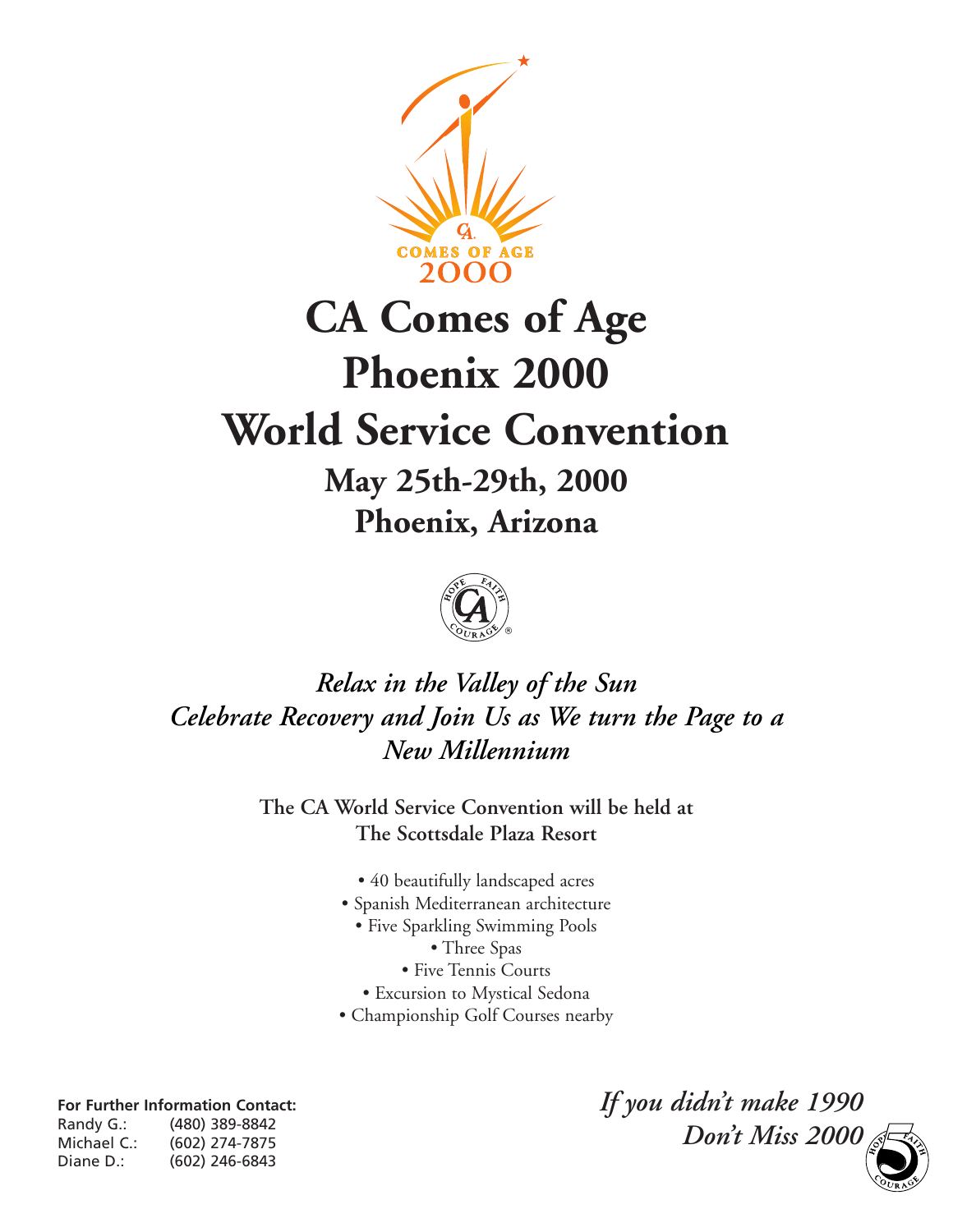CA COMES OF AGE 2000

# CA Comes of Age
# Phoenix 2000
# World Service Convention

## May 25th-29th, 2000
## Phoenix, Arizona

*Relax in the Valley of the Sun*
*Celebrate Recovery and Join Us as We turn the Page to a New Millennium*

**The CA World Service Convention will be held at The Scottsdale Plaza Resort**

- 40 beautifully landscaped acres
- Spanish Mediterranean architecture
- Five Sparkling Swimming Pools
- Three Spas
- Five Tennis Courts
- Excursion to Mystical Sedona
- Championship Golf Courses nearby

**For Further Information Contact:**

Randy G.: (480) 389-8842
Michael C.: (602) 274-7875
Diane D.: (602) 246-6843

***If you didn't make 1990***
***Don't Miss 2000***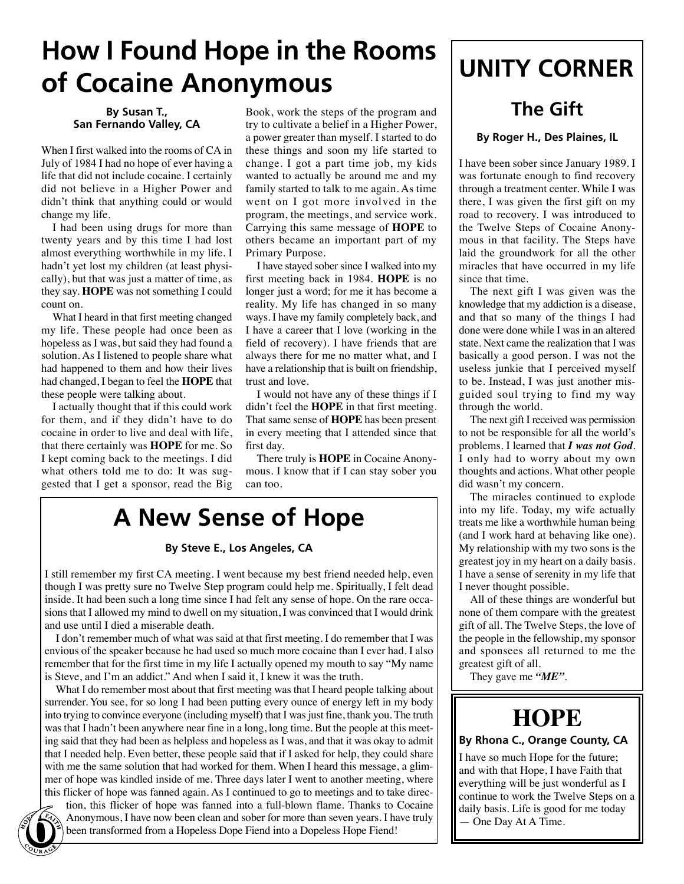# How I Found Hope in the Rooms of Cocaine Anonymous

**By Susan T., San Fernando Valley, CA**

When I first walked into the rooms of CA in July of 1984 I had no hope of ever having a life that did not include cocaine. I certainly did not believe in a Higher Power and didn't think that anything could or would change my life.

I had been using drugs for more than twenty years and by this time I had lost almost everything worthwhile in my life. I hadn't yet lost my children (at least physically), but that was just a matter of time, as they say. **HOPE** was not something I could count on.

What I heard in that first meeting changed my life. These people had once been as hopeless as I was, but said they had found a solution. As I listened to people share what had happened to them and how their lives had changed, I began to feel the **HOPE** that these people were talking about.

I actually thought that if this could work for them, and if they didn't have to do cocaine in order to live and deal with life, that there certainly was **HOPE** for me. So I kept coming back to the meetings. I did what others told me to do: It was suggested that I get a sponsor, read the Big Book, work the steps of the program and try to cultivate a belief in a Higher Power, a power greater than myself. I started to do these things and soon my life started to change. I got a part time job, my kids wanted to actually be around me and my family started to talk to me again. As time went on I got more involved in the program, the meetings, and service work. Carrying this same message of **HOPE** to others became an important part of my Primary Purpose.

I have stayed sober since I walked into my first meeting back in 1984. **HOPE** is no longer just a word; for me it has become a reality. My life has changed in so many ways. I have my family completely back, and I have a career that I love (working in the field of recovery). I have friends that are always there for me no matter what, and I have a relationship that is built on friendship, trust and love.

I would not have any of these things if I didn't feel the **HOPE** in that first meeting. That same sense of **HOPE** has been present in every meeting that I attended since that first day.

There truly is **HOPE** in Cocaine Anonymous. I know that if I can stay sober you can too.

# A New Sense of Hope

**By Steve E., Los Angeles, CA**

I still remember my first CA meeting. I went because my best friend needed help, even though I was pretty sure no Twelve Step program could help me. Spiritually, I felt dead inside. It had been such a long time since I had felt any sense of hope. On the rare occasions that I allowed my mind to dwell on my situation, I was convinced that I would drink and use until I died a miserable death.

I don't remember much of what was said at that first meeting. I do remember that I was envious of the speaker because he had used so much more cocaine than I ever had. I also remember that for the first time in my life I actually opened my mouth to say "My name is Steve, and I'm an addict." And when I said it, I knew it was the truth.

What I do remember most about that first meeting was that I heard people talking about surrender. You see, for so long I had been putting every ounce of energy left in my body into trying to convince everyone (including myself) that I was just fine, thank you. The truth was that I hadn't been anywhere near fine in a long, long time. But the people at this meeting said that they had been as helpless and hopeless as I was, and that it was okay to admit that I needed help. Even better, these people said that if I asked for help, they could share with me the same solution that had worked for them. When I heard this message, a glimmer of hope was kindled inside of me. Three days later I went to another meeting, where this flicker of hope was fanned again. As I continued to go to meetings and to take direction, this flicker of hope was fanned into a full-blown flame. Thanks to Cocaine Anonymous, I have now been clean and sober for more than seven years. I have truly been transformed from a Hopeless Dope Fiend into a Dopeless Hope Fiend!

# UNITY CORNER

## The Gift

**By Roger H., Des Plaines, IL**

I have been sober since January 1989. I was fortunate enough to find recovery through a treatment center. While I was there, I was given the first gift on my road to recovery. I was introduced to the Twelve Steps of Cocaine Anonymous in that facility. The Steps have laid the groundwork for all the other miracles that have occurred in my life since that time.

The next gift I was given was the knowledge that my addiction is a disease, and that so many of the things I had done were done while I was in an altered state. Next came the realization that I was basically a good person. I was not the useless junkie that I perceived myself to be. Instead, I was just another misguided soul trying to find my way through the world.

The next gift I received was permission to not be responsible for all the world's problems. I learned that ***I was not God***. I only had to worry about my own thoughts and actions. What other people did wasn't my concern.

The miracles continued to explode into my life. Today, my wife actually treats me like a worthwhile human being (and I work hard at behaving like one). My relationship with my two sons is the greatest joy in my heart on a daily basis. I have a sense of serenity in my life that I never thought possible.

All of these things are wonderful but none of them compare with the greatest gift of all. The Twelve Steps, the love of the people in the fellowship, my sponsor and sponsees all returned to me the greatest gift of all.

They gave me ***"ME"***.

# HOPE

**By Rhona C., Orange County, CA**

I have so much Hope for the future; and with that Hope, I have Faith that everything will be just wonderful as I continue to work the Twelve Steps on a daily basis. Life is good for me today — One Day At A Time.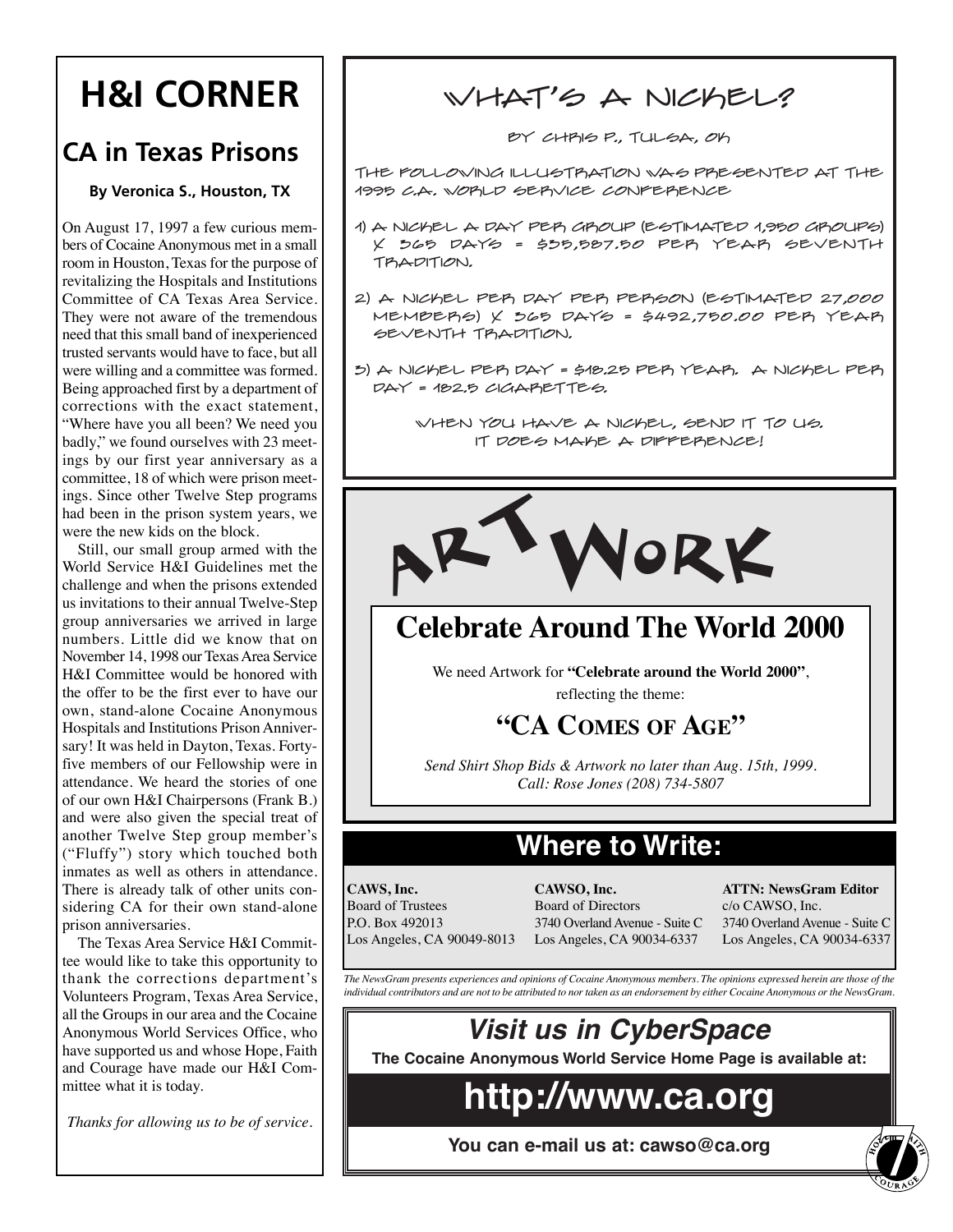# H&I CORNER

## CA in Texas Prisons

**By Veronica S., Houston, TX**

On August 17, 1997 a few curious members of Cocaine Anonymous met in a small room in Houston, Texas for the purpose of revitalizing the Hospitals and Institutions Committee of CA Texas Area Service. They were not aware of the tremendous need that this small band of inexperienced trusted servants would have to face, but all were willing and a committee was formed. Being approached first by a department of corrections with the exact statement, "Where have you all been? We need you badly," we found ourselves with 23 meetings by our first year anniversary as a committee, 18 of which were prison meetings. Since other Twelve Step programs had been in the prison system years, we were the new kids on the block.

Still, our small group armed with the World Service H&I Guidelines met the challenge and when the prisons extended us invitations to their annual Twelve-Step group anniversaries we arrived in large numbers. Little did we know that on November 14, 1998 our Texas Area Service H&I Committee would be honored with the offer to be the first ever to have our own, stand-alone Cocaine Anonymous Hospitals and Institutions Prison Anniversary! It was held in Dayton, Texas. Forty-five members of our Fellowship were in attendance. We heard the stories of one of our own H&I Chairpersons (Frank B.) and were also given the special treat of another Twelve Step group member's ("Fluffy") story which touched both inmates as well as others in attendance. There is already talk of other units considering CA for their own stand-alone prison anniversaries.

The Texas Area Service H&I Committee would like to take this opportunity to thank the corrections department's Volunteers Program, Texas Area Service, all the Groups in our area and the Cocaine Anonymous World Services Office, who have supported us and whose Hope, Faith and Courage have made our H&I Committee what it is today.

*Thanks for allowing us to be of service.*

## WHAT'S A NICKEL?

BY CHRIS P., TULSA, OK

THE FOLLOWING ILLUSTRATION WAS PRESENTED AT THE 1995 C.A. WORLD SERVICE CONFERENCE

1) A NICKEL A DAY PER GROUP (ESTIMATED 1,950 GROUPS) X 365 DAYS = $35,587.50 PER YEAR SEVENTH TRADITION.

2) A NICKEL PER DAY PER PERSON (ESTIMATED 27,000 MEMBERS) X 365 DAYS = $492,750.00 PER YEAR SEVENTH TRADITION.

3) A NICKEL PER DAY = $18.25 PER YEAR. A NICKEL PER DAY = 182.5 CIGARETTES.

WHEN YOU HAVE A NICKEL, SEND IT TO US. IT DOES MAKE A DIFFERENCE!

## ARTWORK

### Celebrate Around The World 2000

We need Artwork for **"Celebrate around the World 2000"**, reflecting the theme:

**"CA COMES OF AGE"**

*Send Shirt Shop Bids & Artwork no later than Aug. 15th, 1999.*
*Call: Rose Jones (208) 734-5807*

## Where to Write:

**CAWS, Inc.**
Board of Trustees
P.O. Box 492013
Los Angeles, CA 90049-8013

**CAWSO, Inc.**
Board of Directors
3740 Overland Avenue - Suite C
Los Angeles, CA 90034-6337

**ATTN: NewsGram Editor**
c/o CAWSO, Inc.
3740 Overland Avenue - Suite C
Los Angeles, CA 90034-6337

*The NewsGram presents experiences and opinions of Cocaine Anonymous members. The opinions expressed herein are those of the individual contributors and are not to be attributed to nor taken as an endorsement by either Cocaine Anonymous or the NewsGram.*

## *Visit us in CyberSpace*

**The Cocaine Anonymous World Service Home Page is available at:**

# http://www.ca.org

**You can e-mail us at: cawso@ca.org**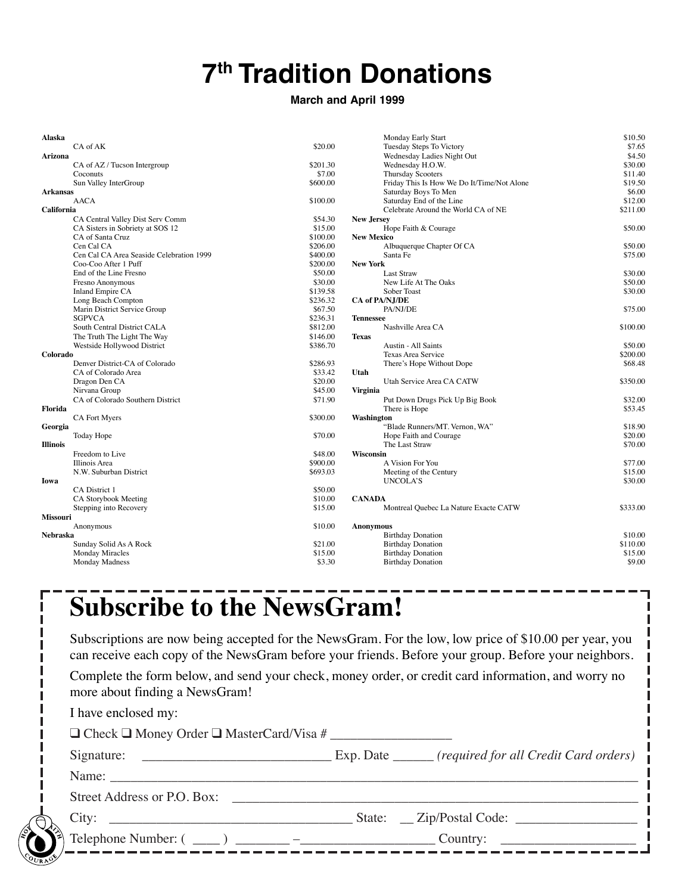# 7th Tradition Donations

**March and April 1999**

| | |
|---|---|
| **Alaska** | |
| CA of AK | $20.00 |
| **Arizona** | |
| CA of AZ / Tucson Intergroup | $201.30 |
| Coconuts | $7.00 |
| Sun Valley InterGroup | $600.00 |
| **Arkansas** | |
| AACA | $100.00 |
| **California** | |
| CA Central Valley Dist Serv Comm | $54.30 |
| CA Sisters in Sobriety at SOS 12 | $15.00 |
| CA of Santa Cruz | $100.00 |
| Cen Cal CA | $206.00 |
| Cen Cal CA Area Seaside Celebration 1999 | $400.00 |
| Coo-Coo After 1 Puff | $200.00 |
| End of the Line Fresno | $50.00 |
| Fresno Anonymous | $30.00 |
| Inland Empire CA | $139.58 |
| Long Beach Compton | $236.32 |
| Marin District Service Group | $67.50 |
| SGPVCA | $236.31 |
| South Central District CALA | $812.00 |
| The Truth The Light The Way | $146.00 |
| Westside Hollywood District | $386.70 |
| **Colorado** | |
| Denver District-CA of Colorado | $286.93 |
| CA of Colorado Area | $33.42 |
| Dragon Den CA | $20.00 |
| Nirvana Group | $45.00 |
| CA of Colorado Southern District | $71.90 |
| **Florida** | |
| CA Fort Myers | $300.00 |
| **Georgia** | |
| Today Hope | $70.00 |
| **Illinois** | |
| Freedom to Live | $48.00 |
| Illinois Area | $900.00 |
| N.W. Suburban District | $693.03 |
| **Iowa** | |
| CA District 1 | $50.00 |
| CA Storybook Meeting | $10.00 |
| Stepping into Recovery | $15.00 |
| **Missouri** | |
| Anonymous | $10.00 |
| **Nebraska** | |
| Sunday Solid As A Rock | $21.00 |
| Monday Miracles | $15.00 |
| Monday Madness | $3.30 |
| Monday Early Start | $10.50 |
| Tuesday Steps To Victory | $7.65 |
| Wednesday Ladies Night Out | $4.50 |
| Wednesday H.O.W. | $30.00 |
| Thursday Scooters | $11.40 |
| Friday This Is How We Do It/Time/Not Alone | $19.50 |
| Saturday Boys To Men | $6.00 |
| Saturday End of the Line | $12.00 |
| Celebrate Around the World CA of NE | $211.00 |
| **New Jersey** | |
| Hope Faith & Courage | $50.00 |
| **New Mexico** | |
| Albuquerque Chapter Of CA | $50.00 |
| Santa Fe | $75.00 |
| **New York** | |
| Last Straw | $30.00 |
| New Life At The Oaks | $50.00 |
| Sober Toast | $30.00 |
| **CA of PA/NJ/DE** | |
| PA/NJ/DE | $75.00 |
| **Tennessee** | |
| Nashville Area CA | $100.00 |
| **Texas** | |
| Austin - All Saints | $50.00 |
| Texas Area Service | $200.00 |
| There's Hope Without Dope | $68.48 |
| **Utah** | |
| Utah Service Area CA CATW | $350.00 |
| **Virginia** | |
| Put Down Drugs Pick Up Big Book | $32.00 |
| There is Hope | $53.45 |
| **Washington** | |
| "Blade Runners/MT. Vernon, WA" | $18.90 |
| Hope Faith and Courage | $20.00 |
| The Last Straw | $70.00 |
| **Wisconsin** | |
| A Vision For You | $77.00 |
| Meeting of the Century | $15.00 |
| UNCOLA'S | $30.00 |
| **CANADA** | |
| Montreal Quebec La Nature Exacte CATW | $333.00 |
| **Anonymous** | |
| Birthday Donation | $10.00 |
| Birthday Donation | $110.00 |
| Birthday Donation | $15.00 |
| Birthday Donation | $9.00 |

# Subscribe to the NewsGram!

Subscriptions are now being accepted for the NewsGram. For the low, low price of $10.00 per year, you can receive each copy of the NewsGram before your friends. Before your group. Before your neighbors.

Complete the form below, and send your check, money order, or credit card information, and worry no more about finding a NewsGram!

I have enclosed my:

❑ Check ❑ Money Order ❑ MasterCard/Visa # _________________

Signature: ___________________________ Exp. Date ______ *(required for all Credit Card orders)*

Name: ____________________________________________________________________________

Street Address or P.O. Box: ___________________________________________________________

City: __________________________________ State: __ Zip/Postal Code: _________________

Telephone Number: ( ____ ) _______ –__________________ Country: ___________________